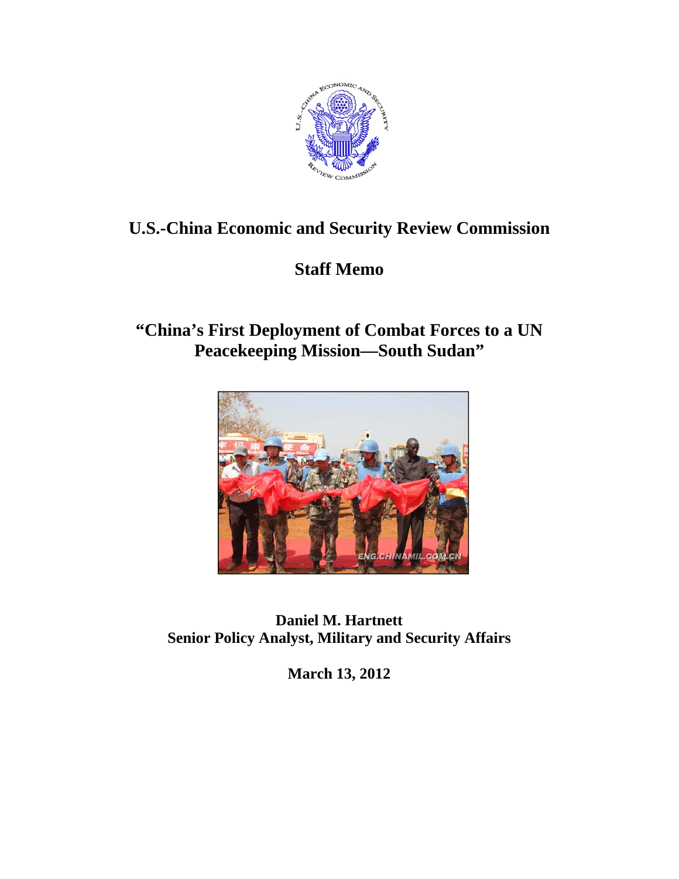# U.S.-China Economic and Security Review Commission

## Staff Memo

## "China's First Deployment of Combat Forces to a UN Peacekeeping Mission—South Sudan"

**Daniel M. Hartnett**
**Senior Policy Analyst, Military and Security Affairs**

**March 13, 2012**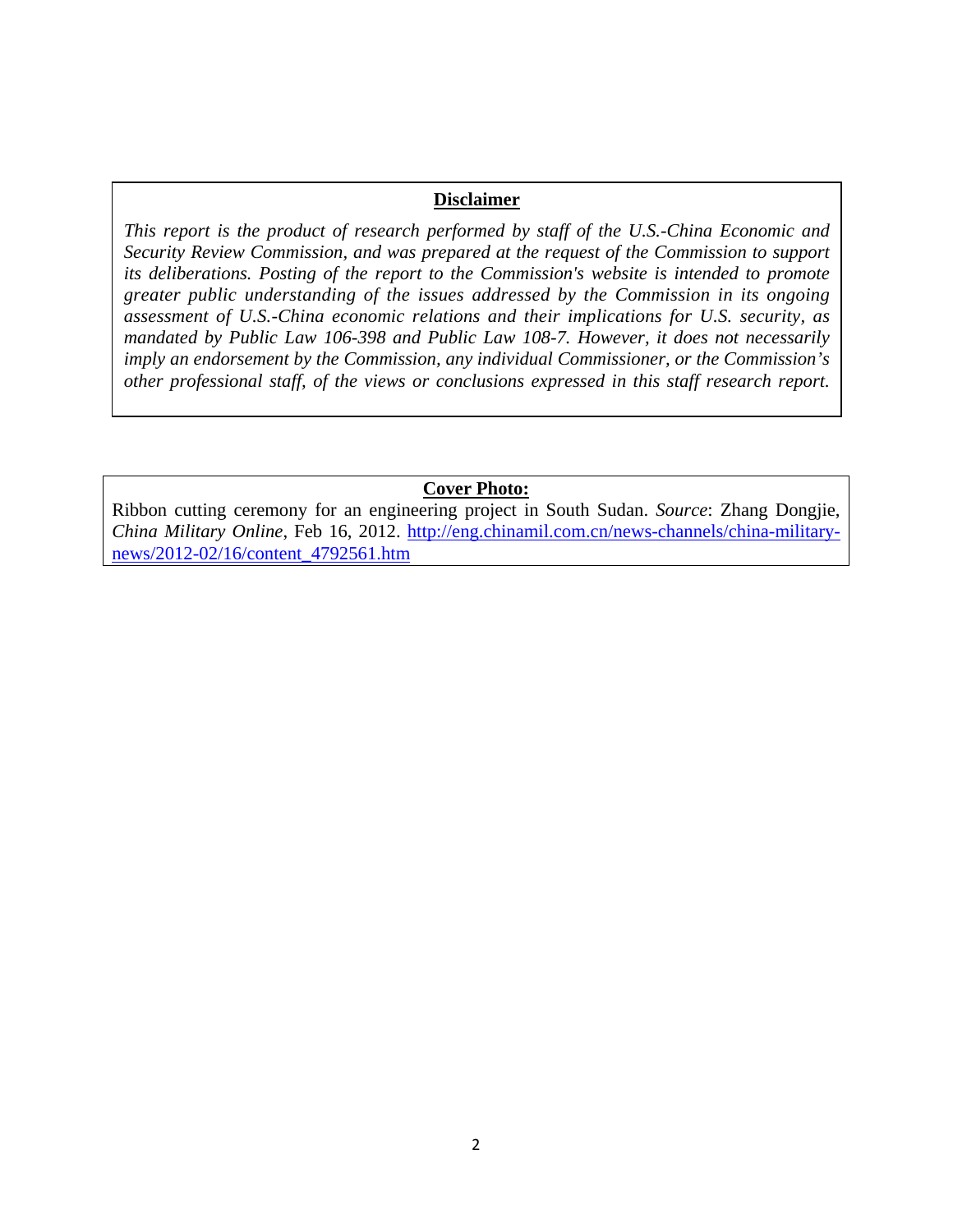**Disclaimer**

*This report is the product of research performed by staff of the U.S.-China Economic and Security Review Commission, and was prepared at the request of the Commission to support its deliberations. Posting of the report to the Commission's website is intended to promote greater public understanding of the issues addressed by the Commission in its ongoing assessment of U.S.-China economic relations and their implications for U.S. security, as mandated by Public Law 106-398 and Public Law 108-7. However, it does not necessarily imply an endorsement by the Commission, any individual Commissioner, or the Commission's other professional staff, of the views or conclusions expressed in this staff research report.*

**Cover Photo:**

Ribbon cutting ceremony for an engineering project in South Sudan. *Source*: Zhang Dongjie, *China Military Online*, Feb 16, 2012. http://eng.chinamil.com.cn/news-channels/china-military-news/2012-02/16/content_4792561.htm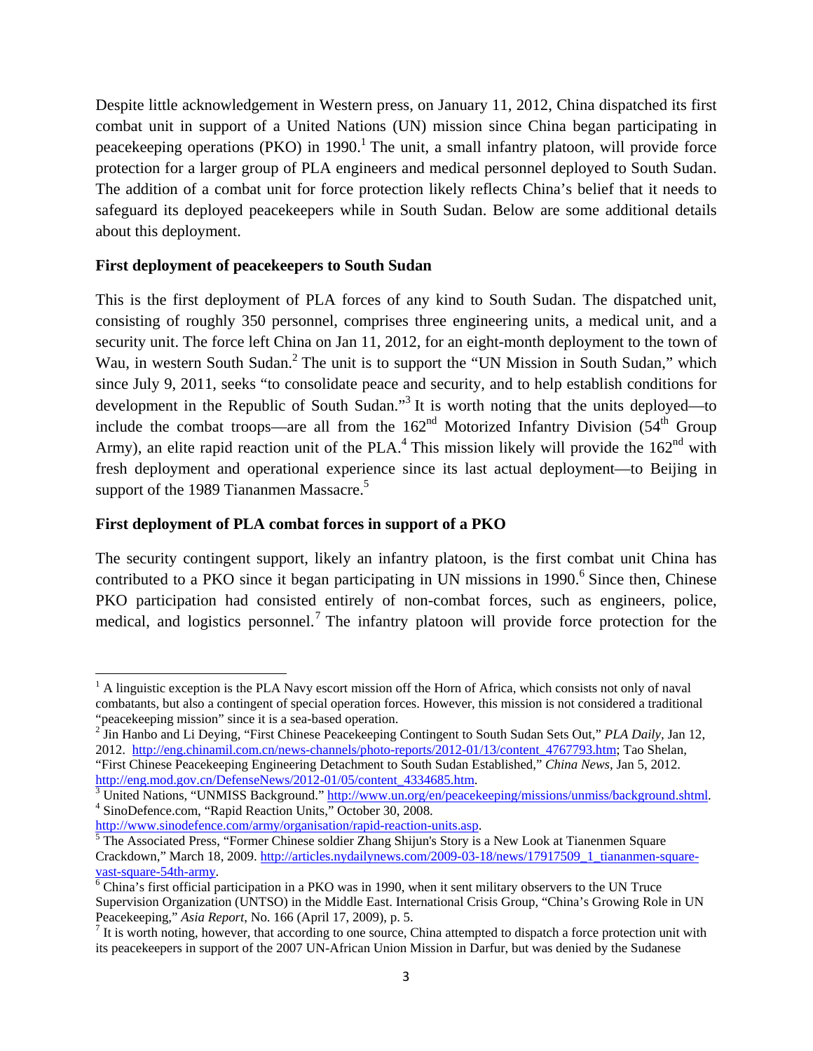Despite little acknowledgement in Western press, on January 11, 2012, China dispatched its first combat unit in support of a United Nations (UN) mission since China began participating in peacekeeping operations (PKO) in 1990.[1] The unit, a small infantry platoon, will provide force protection for a larger group of PLA engineers and medical personnel deployed to South Sudan. The addition of a combat unit for force protection likely reflects China's belief that it needs to safeguard its deployed peacekeepers while in South Sudan. Below are some additional details about this deployment.

**First deployment of peacekeepers to South Sudan**

This is the first deployment of PLA forces of any kind to South Sudan. The dispatched unit, consisting of roughly 350 personnel, comprises three engineering units, a medical unit, and a security unit. The force left China on Jan 11, 2012, for an eight-month deployment to the town of Wau, in western South Sudan.[2] The unit is to support the "UN Mission in South Sudan," which since July 9, 2011, seeks "to consolidate peace and security, and to help establish conditions for development in the Republic of South Sudan."[3] It is worth noting that the units deployed—to include the combat troops—are all from the 162nd Motorized Infantry Division (54th Group Army), an elite rapid reaction unit of the PLA.[4] This mission likely will provide the 162nd with fresh deployment and operational experience since its last actual deployment—to Beijing in support of the 1989 Tiananmen Massacre.[5]

**First deployment of PLA combat forces in support of a PKO**

The security contingent support, likely an infantry platoon, is the first combat unit China has contributed to a PKO since it began participating in UN missions in 1990.[6] Since then, Chinese PKO participation had consisted entirely of non-combat forces, such as engineers, police, medical, and logistics personnel.[7] The infantry platoon will provide force protection for the

---

[1] A linguistic exception is the PLA Navy escort mission off the Horn of Africa, which consists not only of naval combatants, but also a contingent of special operation forces. However, this mission is not considered a traditional "peacekeeping mission" since it is a sea-based operation.

[2] Jin Hanbo and Li Deying, "First Chinese Peacekeeping Contingent to South Sudan Sets Out," *PLA Daily*, Jan 12, 2012. http://eng.chinamil.com.cn/news-channels/photo-reports/2012-01/13/content_4767793.htm; Tao Shelan, "First Chinese Peacekeeping Engineering Detachment to South Sudan Established," *China News*, Jan 5, 2012. http://eng.mod.gov.cn/DefenseNews/2012-01/05/content_4334685.htm.

[3] United Nations, "UNMISS Background." http://www.un.org/en/peacekeeping/missions/unmiss/background.shtml.

[4] SinoDefence.com, "Rapid Reaction Units," October 30, 2008. http://www.sinodefence.com/army/organisation/rapid-reaction-units.asp.

[5] The Associated Press, "Former Chinese soldier Zhang Shijun's Story is a New Look at Tienanmen Square Crackdown," March 18, 2009. http://articles.nydailynews.com/2009-03-18/news/17917509_1_tiananmen-square-vast-square-54th-army.

[6] China's first official participation in a PKO was in 1990, when it sent military observers to the UN Truce Supervision Organization (UNTSO) in the Middle East. International Crisis Group, "China's Growing Role in UN Peacekeeping," *Asia Report*, No. 166 (April 17, 2009), p. 5.

[7] It is worth noting, however, that according to one source, China attempted to dispatch a force protection unit with its peacekeepers in support of the 2007 UN-African Union Mission in Darfur, but was denied by the Sudanese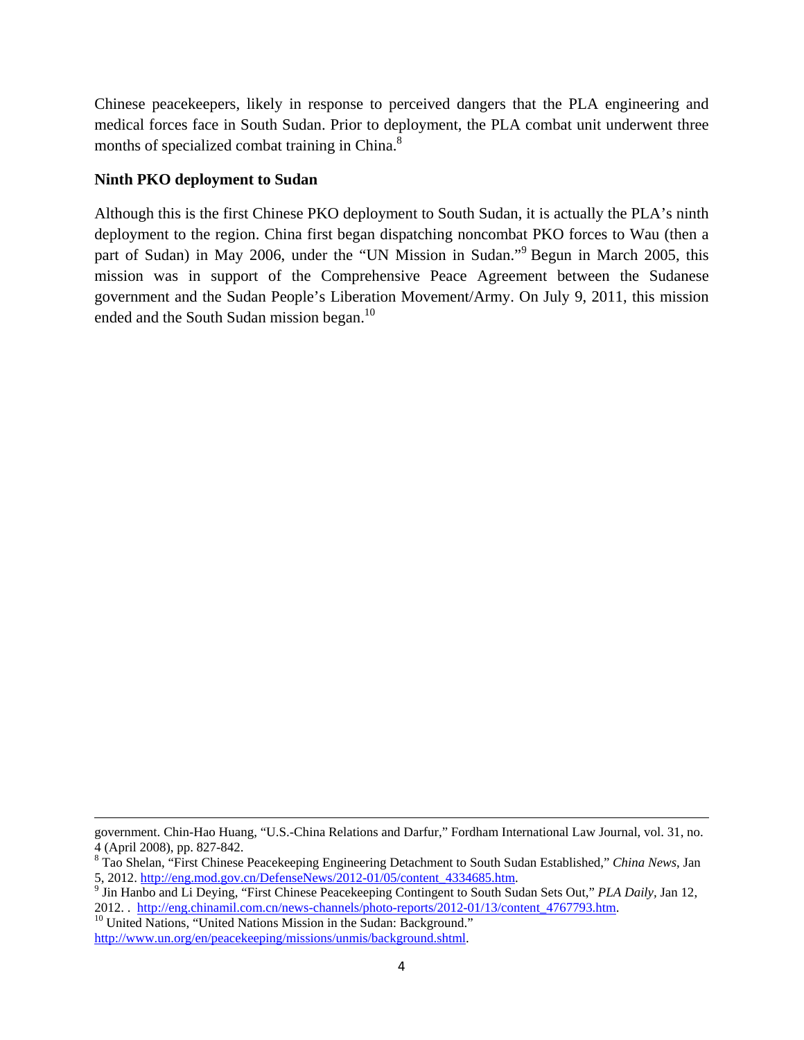Chinese peacekeepers, likely in response to perceived dangers that the PLA engineering and medical forces face in South Sudan. Prior to deployment, the PLA combat unit underwent three months of specialized combat training in China.[8]

**Ninth PKO deployment to Sudan**

Although this is the first Chinese PKO deployment to South Sudan, it is actually the PLA's ninth deployment to the region. China first began dispatching noncombat PKO forces to Wau (then a part of Sudan) in May 2006, under the "UN Mission in Sudan."[9] Begun in March 2005, this mission was in support of the Comprehensive Peace Agreement between the Sudanese government and the Sudan People's Liberation Movement/Army. On July 9, 2011, this mission ended and the South Sudan mission began.[10]

---

government. Chin-Hao Huang, "U.S.-China Relations and Darfur," Fordham International Law Journal, vol. 31, no. 4 (April 2008), pp. 827-842.

[8] Tao Shelan, "First Chinese Peacekeeping Engineering Detachment to South Sudan Established," *China News*, Jan 5, 2012. http://eng.mod.gov.cn/DefenseNews/2012-01/05/content_4334685.htm.

[9] Jin Hanbo and Li Deying, "First Chinese Peacekeeping Contingent to South Sudan Sets Out," *PLA Daily*, Jan 12, 2012. . http://eng.chinamil.com.cn/news-channels/photo-reports/2012-01/13/content_4767793.htm.

[10] United Nations, "United Nations Mission in the Sudan: Background." http://www.un.org/en/peacekeeping/missions/unmis/background.shtml.